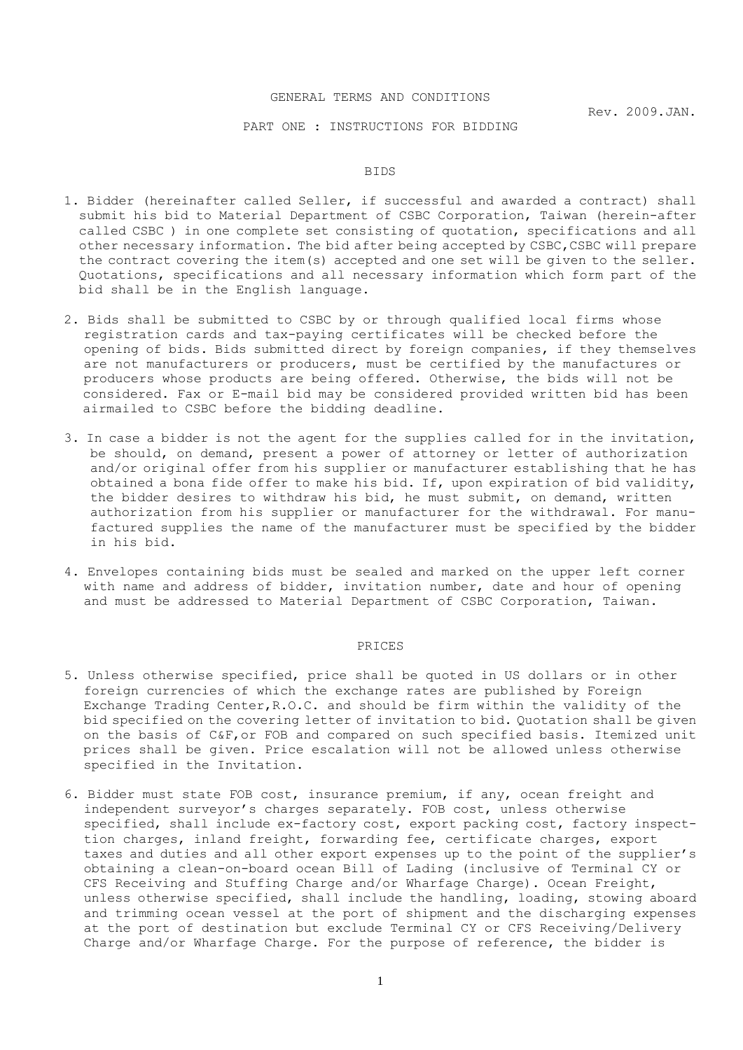# GENERAL TERMS AND CONDITIONS

Rev. 2009.JAN.

## PART ONE : INSTRUCTIONS FOR BIDDING

### BIDS

1. Bidder (hereinafter called Seller, if successful and awarded a contract) shall submit his bid to Material Department of CSBC Corporation, Taiwan (herein-after called CSBC ) in one complete set consisting of quotation, specifications and all other necessary information. The bid after being accepted by CSBC,CSBC will prepare the contract covering the item(s) accepted and one set will be given to the seller. Quotations, specifications and all necessary information which form part of the bid shall be in the English language.

2. Bids shall be submitted to CSBC by or through qualified local firms whose registration cards and tax-paying certificates will be checked before the opening of bids. Bids submitted direct by foreign companies, if they themselves are not manufacturers or producers, must be certified by the manufactures or producers whose products are being offered. Otherwise, the bids will not be considered. Fax or E-mail bid may be considered provided written bid has been airmailed to CSBC before the bidding deadline.

3. In case a bidder is not the agent for the supplies called for in the invitation, be should, on demand, present a power of attorney or letter of authorization and/or original offer from his supplier or manufacturer establishing that he has obtained a bona fide offer to make his bid. If, upon expiration of bid validity, the bidder desires to withdraw his bid, he must submit, on demand, written authorization from his supplier or manufacturer for the withdrawal. For manufactured supplies the name of the manufacturer must be specified by the bidder in his bid.

4. Envelopes containing bids must be sealed and marked on the upper left corner with name and address of bidder, invitation number, date and hour of opening and must be addressed to Material Department of CSBC Corporation, Taiwan.

### PRICES

5. Unless otherwise specified, price shall be quoted in US dollars or in other foreign currencies of which the exchange rates are published by Foreign Exchange Trading Center,R.O.C. and should be firm within the validity of the bid specified on the covering letter of invitation to bid. Quotation shall be given on the basis of C&F,or FOB and compared on such specified basis. Itemized unit prices shall be given. Price escalation will not be allowed unless otherwise specified in the Invitation.

6. Bidder must state FOB cost, insurance premium, if any, ocean freight and independent surveyor's charges separately. FOB cost, unless otherwise specified, shall include ex-factory cost, export packing cost, factory inspection charges, inland freight, forwarding fee, certificate charges, export taxes and duties and all other export expenses up to the point of the supplier's obtaining a clean-on-board ocean Bill of Lading (inclusive of Terminal CY or CFS Receiving and Stuffing Charge and/or Wharfage Charge). Ocean Freight, unless otherwise specified, shall include the handling, loading, stowing aboard and trimming ocean vessel at the port of shipment and the discharging expenses at the port of destination but exclude Terminal CY or CFS Receiving/Delivery Charge and/or Wharfage Charge. For the purpose of reference, the bidder is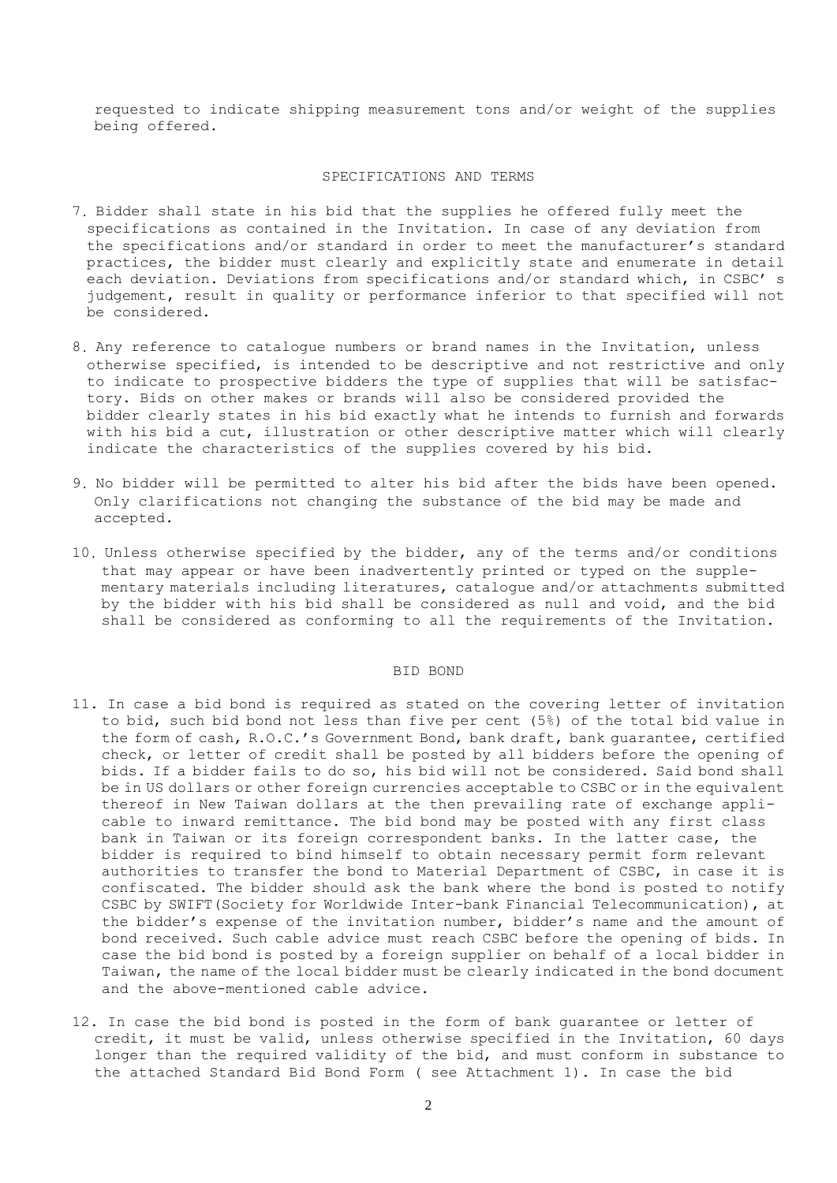requested to indicate shipping measurement tons and/or weight of the supplies being offered.

## SPECIFICATIONS AND TERMS

7. Bidder shall state in his bid that the supplies he offered fully meet the specifications as contained in the Invitation. In case of any deviation from the specifications and/or standard in order to meet the manufacturer's standard practices, the bidder must clearly and explicitly state and enumerate in detail each deviation. Deviations from specifications and/or standard which, in CSBC' s judgement, result in quality or performance inferior to that specified will not be considered.

8. Any reference to catalogue numbers or brand names in the Invitation, unless otherwise specified, is intended to be descriptive and not restrictive and only to indicate to prospective bidders the type of supplies that will be satisfactory. Bids on other makes or brands will also be considered provided the bidder clearly states in his bid exactly what he intends to furnish and forwards with his bid a cut, illustration or other descriptive matter which will clearly indicate the characteristics of the supplies covered by his bid.

9. No bidder will be permitted to alter his bid after the bids have been opened. Only clarifications not changing the substance of the bid may be made and accepted.

10. Unless otherwise specified by the bidder, any of the terms and/or conditions that may appear or have been inadvertently printed or typed on the supplementary materials including literatures, catalogue and/or attachments submitted by the bidder with his bid shall be considered as null and void, and the bid shall be considered as conforming to all the requirements of the Invitation.

## BID BOND

11. In case a bid bond is required as stated on the covering letter of invitation to bid, such bid bond not less than five per cent (5%) of the total bid value in the form of cash, R.O.C.'s Government Bond, bank draft, bank guarantee, certified check, or letter of credit shall be posted by all bidders before the opening of bids. If a bidder fails to do so, his bid will not be considered. Said bond shall be in US dollars or other foreign currencies acceptable to CSBC or in the equivalent thereof in New Taiwan dollars at the then prevailing rate of exchange applicable to inward remittance. The bid bond may be posted with any first class bank in Taiwan or its foreign correspondent banks. In the latter case, the bidder is required to bind himself to obtain necessary permit form relevant authorities to transfer the bond to Material Department of CSBC, in case it is confiscated. The bidder should ask the bank where the bond is posted to notify CSBC by SWIFT(Society for Worldwide Inter-bank Financial Telecommunication), at the bidder's expense of the invitation number, bidder's name and the amount of bond received. Such cable advice must reach CSBC before the opening of bids. In case the bid bond is posted by a foreign supplier on behalf of a local bidder in Taiwan, the name of the local bidder must be clearly indicated in the bond document and the above-mentioned cable advice.

12. In case the bid bond is posted in the form of bank guarantee or letter of credit, it must be valid, unless otherwise specified in the Invitation, 60 days longer than the required validity of the bid, and must conform in substance to the attached Standard Bid Bond Form ( see Attachment 1). In case the bid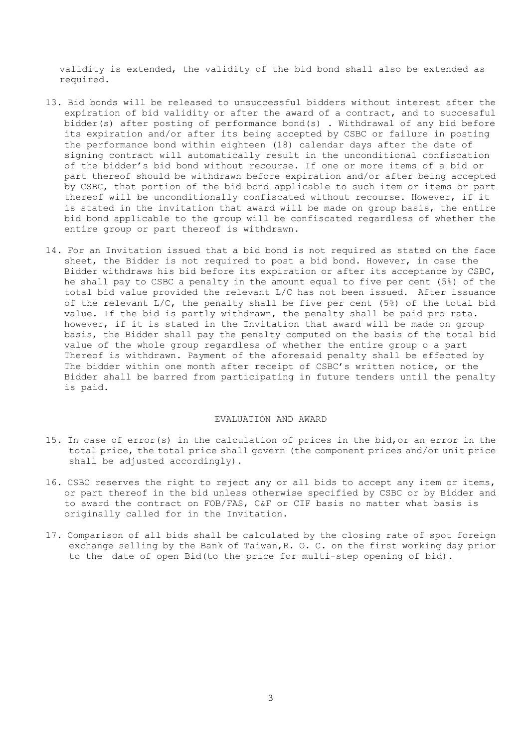validity is extended, the validity of the bid bond shall also be extended as required.

13. Bid bonds will be released to unsuccessful bidders without interest after the expiration of bid validity or after the award of a contract, and to successful bidder(s) after posting of performance bond(s) . Withdrawal of any bid before its expiration and/or after its being accepted by CSBC or failure in posting the performance bond within eighteen (18) calendar days after the date of signing contract will automatically result in the unconditional confiscation of the bidder's bid bond without recourse. If one or more items of a bid or part thereof should be withdrawn before expiration and/or after being accepted by CSBC, that portion of the bid bond applicable to such item or items or part thereof will be unconditionally confiscated without recourse. However, if it is stated in the invitation that award will be made on group basis, the entire bid bond applicable to the group will be confiscated regardless of whether the entire group or part thereof is withdrawn.

14. For an Invitation issued that a bid bond is not required as stated on the face sheet, the Bidder is not required to post a bid bond. However, in case the Bidder withdraws his bid before its expiration or after its acceptance by CSBC, he shall pay to CSBC a penalty in the amount equal to five per cent (5%) of the total bid value provided the relevant L/C has not been issued. After issuance of the relevant L/C, the penalty shall be five per cent (5%) of the total bid value. If the bid is partly withdrawn, the penalty shall be paid pro rata. however, if it is stated in the Invitation that award will be made on group basis, the Bidder shall pay the penalty computed on the basis of the total bid value of the whole group regardless of whether the entire group o a part Thereof is withdrawn. Payment of the aforesaid penalty shall be effected by The bidder within one month after receipt of CSBC's written notice, or the Bidder shall be barred from participating in future tenders until the penalty is paid.

## EVALUATION AND AWARD

15. In case of error(s) in the calculation of prices in the bid,or an error in the total price, the total price shall govern (the component prices and/or unit price shall be adjusted accordingly).

16. CSBC reserves the right to reject any or all bids to accept any item or items, or part thereof in the bid unless otherwise specified by CSBC or by Bidder and to award the contract on FOB/FAS, C&F or CIF basis no matter what basis is originally called for in the Invitation.

17. Comparison of all bids shall be calculated by the closing rate of spot foreign exchange selling by the Bank of Taiwan,R. O. C. on the first working day prior to the date of open Bid(to the price for multi-step opening of bid).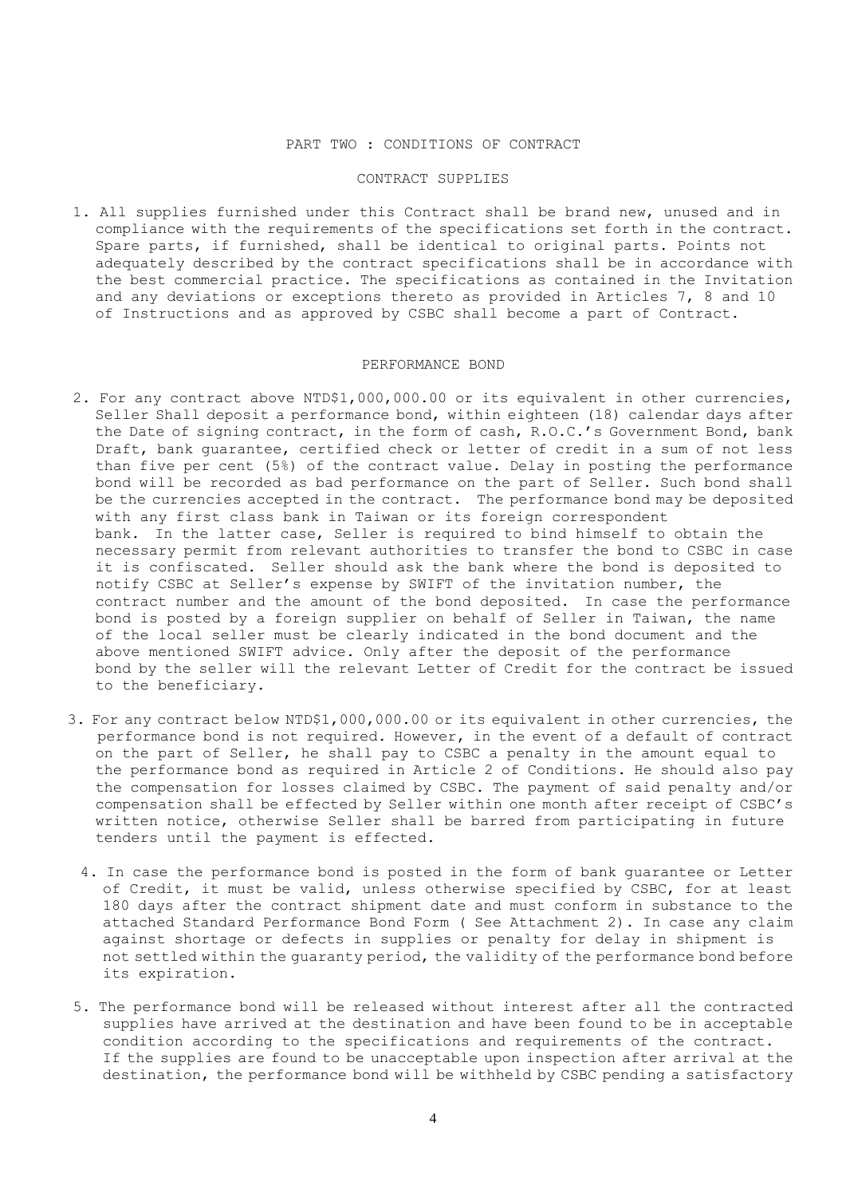## PART TWO : CONDITIONS OF CONTRACT

### CONTRACT SUPPLIES

1. All supplies furnished under this Contract shall be brand new, unused and in compliance with the requirements of the specifications set forth in the contract. Spare parts, if furnished, shall be identical to original parts. Points not adequately described by the contract specifications shall be in accordance with the best commercial practice. The specifications as contained in the Invitation and any deviations or exceptions thereto as provided in Articles 7, 8 and 10 of Instructions and as approved by CSBC shall become a part of Contract.

### PERFORMANCE BOND

2. For any contract above NTD$1,000,000.00 or its equivalent in other currencies, Seller Shall deposit a performance bond, within eighteen (18) calendar days after the Date of signing contract, in the form of cash, R.O.C.'s Government Bond, bank Draft, bank guarantee, certified check or letter of credit in a sum of not less than five per cent (5%) of the contract value. Delay in posting the performance bond will be recorded as bad performance on the part of Seller. Such bond shall be the currencies accepted in the contract. The performance bond may be deposited with any first class bank in Taiwan or its foreign correspondent bank. In the latter case, Seller is required to bind himself to obtain the necessary permit from relevant authorities to transfer the bond to CSBC in case it is confiscated. Seller should ask the bank where the bond is deposited to notify CSBC at Seller's expense by SWIFT of the invitation number, the contract number and the amount of the bond deposited. In case the performance bond is posted by a foreign supplier on behalf of Seller in Taiwan, the name of the local seller must be clearly indicated in the bond document and the above mentioned SWIFT advice. Only after the deposit of the performance bond by the seller will the relevant Letter of Credit for the contract be issued to the beneficiary.

3. For any contract below NTD$1,000,000.00 or its equivalent in other currencies, the performance bond is not required. However, in the event of a default of contract on the part of Seller, he shall pay to CSBC a penalty in the amount equal to the performance bond as required in Article 2 of Conditions. He should also pay the compensation for losses claimed by CSBC. The payment of said penalty and/or compensation shall be effected by Seller within one month after receipt of CSBC's written notice, otherwise Seller shall be barred from participating in future tenders until the payment is effected.

4. In case the performance bond is posted in the form of bank guarantee or Letter of Credit, it must be valid, unless otherwise specified by CSBC, for at least 180 days after the contract shipment date and must conform in substance to the attached Standard Performance Bond Form ( See Attachment 2). In case any claim against shortage or defects in supplies or penalty for delay in shipment is not settled within the guaranty period, the validity of the performance bond before its expiration.

5. The performance bond will be released without interest after all the contracted supplies have arrived at the destination and have been found to be in acceptable condition according to the specifications and requirements of the contract. If the supplies are found to be unacceptable upon inspection after arrival at the destination, the performance bond will be withheld by CSBC pending a satisfactory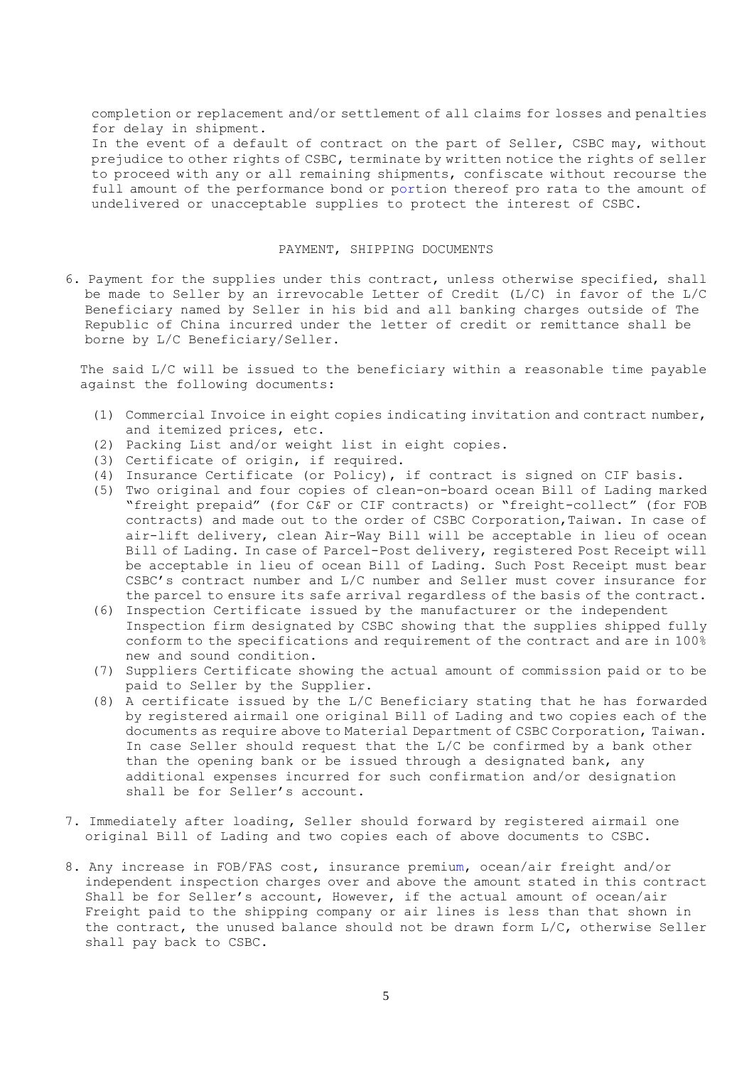completion or replacement and/or settlement of all claims for losses and penalties for delay in shipment.

In the event of a default of contract on the part of Seller, CSBC may, without prejudice to other rights of CSBC, terminate by written notice the rights of seller to proceed with any or all remaining shipments, confiscate without recourse the full amount of the performance bond or portion thereof pro rata to the amount of undelivered or unacceptable supplies to protect the interest of CSBC.

## PAYMENT, SHIPPING DOCUMENTS

6. Payment for the supplies under this contract, unless otherwise specified, shall be made to Seller by an irrevocable Letter of Credit (L/C) in favor of the L/C Beneficiary named by Seller in his bid and all banking charges outside of The Republic of China incurred under the letter of credit or remittance shall be borne by L/C Beneficiary/Seller.

   The said L/C will be issued to the beneficiary within a reasonable time payable against the following documents:

   (1) Commercial Invoice in eight copies indicating invitation and contract number, and itemized prices, etc.
   (2) Packing List and/or weight list in eight copies.
   (3) Certificate of origin, if required.
   (4) Insurance Certificate (or Policy), if contract is signed on CIF basis.
   (5) Two original and four copies of clean-on-board ocean Bill of Lading marked "freight prepaid" (for C&F or CIF contracts) or "freight-collect" (for FOB contracts) and made out to the order of CSBC Corporation,Taiwan. In case of air-lift delivery, clean Air-Way Bill will be acceptable in lieu of ocean Bill of Lading. In case of Parcel-Post delivery, registered Post Receipt will be acceptable in lieu of ocean Bill of Lading. Such Post Receipt must bear CSBC's contract number and L/C number and Seller must cover insurance for the parcel to ensure its safe arrival regardless of the basis of the contract.
   (6) Inspection Certificate issued by the manufacturer or the independent Inspection firm designated by CSBC showing that the supplies shipped fully conform to the specifications and requirement of the contract and are in 100% new and sound condition.
   (7) Suppliers Certificate showing the actual amount of commission paid or to be paid to Seller by the Supplier.
   (8) A certificate issued by the L/C Beneficiary stating that he has forwarded by registered airmail one original Bill of Lading and two copies each of the documents as require above to Material Department of CSBC Corporation, Taiwan. In case Seller should request that the L/C be confirmed by a bank other than the opening bank or be issued through a designated bank, any additional expenses incurred for such confirmation and/or designation shall be for Seller's account.

7. Immediately after loading, Seller should forward by registered airmail one original Bill of Lading and two copies each of above documents to CSBC.

8. Any increase in FOB/FAS cost, insurance premium, ocean/air freight and/or independent inspection charges over and above the amount stated in this contract Shall be for Seller's account, However, if the actual amount of ocean/air Freight paid to the shipping company or air lines is less than that shown in the contract, the unused balance should not be drawn form L/C, otherwise Seller shall pay back to CSBC.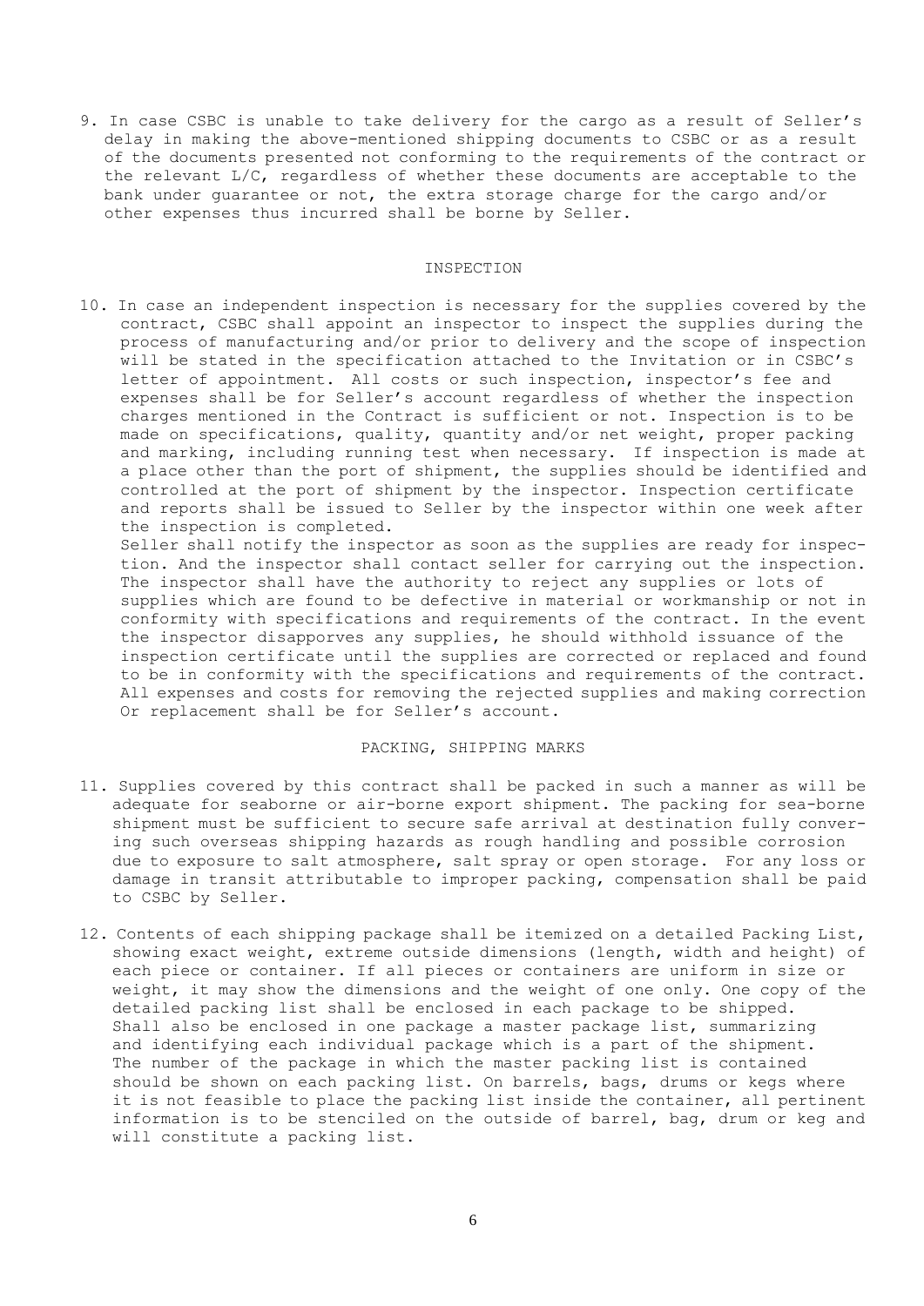9. In case CSBC is unable to take delivery for the cargo as a result of Seller's delay in making the above-mentioned shipping documents to CSBC or as a result of the documents presented not conforming to the requirements of the contract or the relevant L/C, regardless of whether these documents are acceptable to the bank under guarantee or not, the extra storage charge for the cargo and/or other expenses thus incurred shall be borne by Seller.

## INSPECTION

10. In case an independent inspection is necessary for the supplies covered by the contract, CSBC shall appoint an inspector to inspect the supplies during the process of manufacturing and/or prior to delivery and the scope of inspection will be stated in the specification attached to the Invitation or in CSBC's letter of appointment. All costs or such inspection, inspector's fee and expenses shall be for Seller's account regardless of whether the inspection charges mentioned in the Contract is sufficient or not. Inspection is to be made on specifications, quality, quantity and/or net weight, proper packing and marking, including running test when necessary. If inspection is made at a place other than the port of shipment, the supplies should be identified and controlled at the port of shipment by the inspector. Inspection certificate and reports shall be issued to Seller by the inspector within one week after the inspection is completed.
    Seller shall notify the inspector as soon as the supplies are ready for inspection. And the inspector shall contact seller for carrying out the inspection. The inspector shall have the authority to reject any supplies or lots of supplies which are found to be defective in material or workmanship or not in conformity with specifications and requirements of the contract. In the event the inspector disapporves any supplies, he should withhold issuance of the inspection certificate until the supplies are corrected or replaced and found to be in conformity with the specifications and requirements of the contract. All expenses and costs for removing the rejected supplies and making correction Or replacement shall be for Seller's account.

## PACKING, SHIPPING MARKS

11. Supplies covered by this contract shall be packed in such a manner as will be adequate for seaborne or air-borne export shipment. The packing for sea-borne shipment must be sufficient to secure safe arrival at destination fully convering such overseas shipping hazards as rough handling and possible corrosion due to exposure to salt atmosphere, salt spray or open storage. For any loss or damage in transit attributable to improper packing, compensation shall be paid to CSBC by Seller.

12. Contents of each shipping package shall be itemized on a detailed Packing List, showing exact weight, extreme outside dimensions (length, width and height) of each piece or container. If all pieces or containers are uniform in size or weight, it may show the dimensions and the weight of one only. One copy of the detailed packing list shall be enclosed in each package to be shipped. Shall also be enclosed in one package a master package list, summarizing and identifying each individual package which is a part of the shipment. The number of the package in which the master packing list is contained should be shown on each packing list. On barrels, bags, drums or kegs where it is not feasible to place the packing list inside the container, all pertinent information is to be stenciled on the outside of barrel, bag, drum or keg and will constitute a packing list.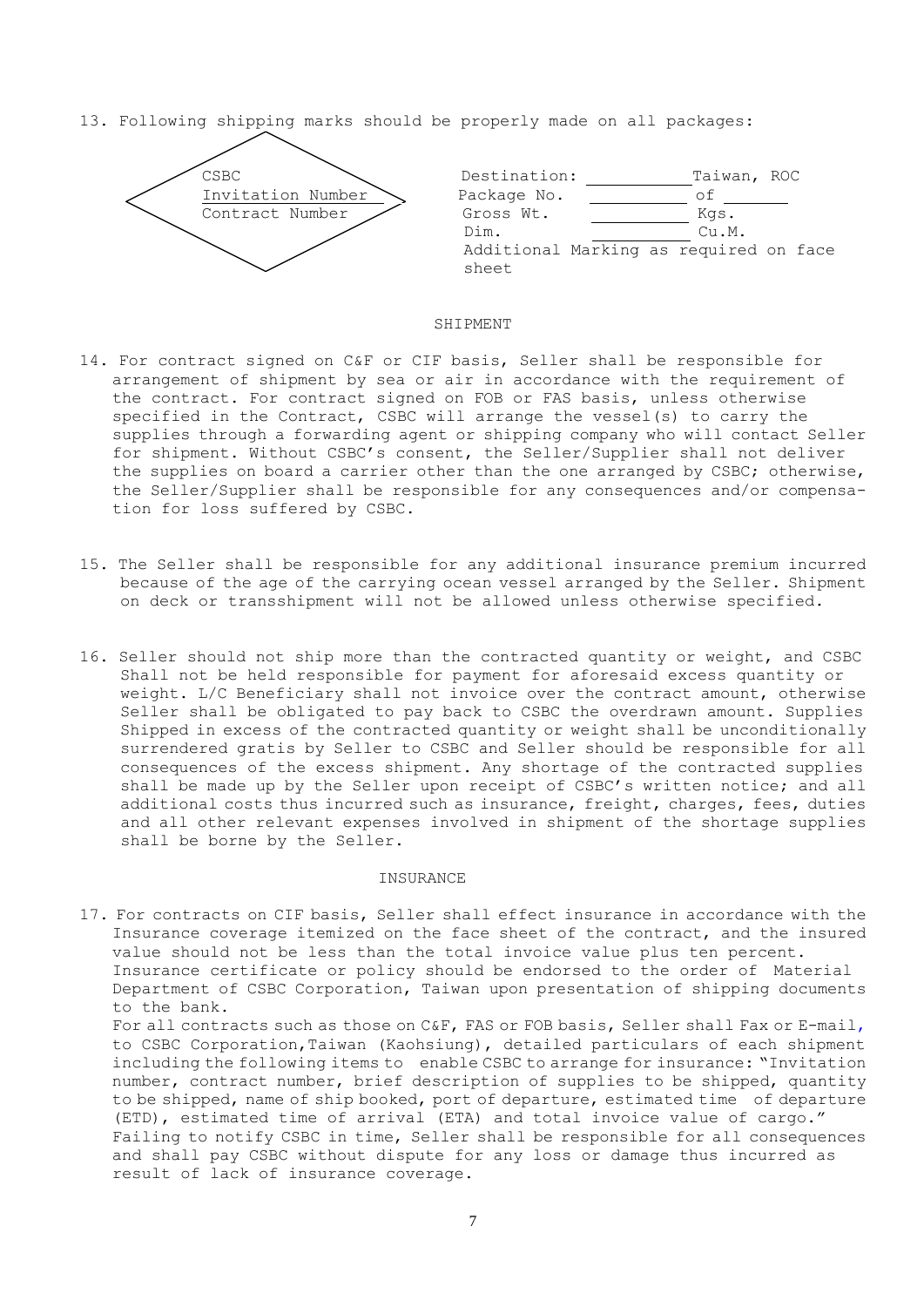13. Following shipping marks should be properly made on all packages:

| CSBC<br>Invitation Number<br>Contract Number | Destination: ____________Taiwan, ROC<br>Package No. ____________ of ________<br>Gross Wt. ____________ Kgs.<br>Dim. ____________ Cu.M.<br>Additional Marking as required on face sheet |
|---|---|

SHIPMENT

14. For contract signed on C&F or CIF basis, Seller shall be responsible for arrangement of shipment by sea or air in accordance with the requirement of the contract. For contract signed on FOB or FAS basis, unless otherwise specified in the Contract, CSBC will arrange the vessel(s) to carry the supplies through a forwarding agent or shipping company who will contact Seller for shipment. Without CSBC's consent, the Seller/Supplier shall not deliver the supplies on board a carrier other than the one arranged by CSBC; otherwise, the Seller/Supplier shall be responsible for any consequences and/or compensation for loss suffered by CSBC.

15. The Seller shall be responsible for any additional insurance premium incurred because of the age of the carrying ocean vessel arranged by the Seller. Shipment on deck or transshipment will not be allowed unless otherwise specified.

16. Seller should not ship more than the contracted quantity or weight, and CSBC Shall not be held responsible for payment for aforesaid excess quantity or weight. L/C Beneficiary shall not invoice over the contract amount, otherwise Seller shall be obligated to pay back to CSBC the overdrawn amount. Supplies Shipped in excess of the contracted quantity or weight shall be unconditionally surrendered gratis by Seller to CSBC and Seller should be responsible for all consequences of the excess shipment. Any shortage of the contracted supplies shall be made up by the Seller upon receipt of CSBC's written notice; and all additional costs thus incurred such as insurance, freight, charges, fees, duties and all other relevant expenses involved in shipment of the shortage supplies shall be borne by the Seller.

INSURANCE

17. For contracts on CIF basis, Seller shall effect insurance in accordance with the Insurance coverage itemized on the face sheet of the contract, and the insured value should not be less than the total invoice value plus ten percent. Insurance certificate or policy should be endorsed to the order of Material Department of CSBC Corporation, Taiwan upon presentation of shipping documents to the bank.
For all contracts such as those on C&F, FAS or FOB basis, Seller shall Fax or E-mail, to CSBC Corporation,Taiwan (Kaohsiung), detailed particulars of each shipment including the following items to enable CSBC to arrange for insurance: "Invitation number, contract number, brief description of supplies to be shipped, quantity to be shipped, name of ship booked, port of departure, estimated time of departure (ETD), estimated time of arrival (ETA) and total invoice value of cargo."
Failing to notify CSBC in time, Seller shall be responsible for all consequences and shall pay CSBC without dispute for any loss or damage thus incurred as result of lack of insurance coverage.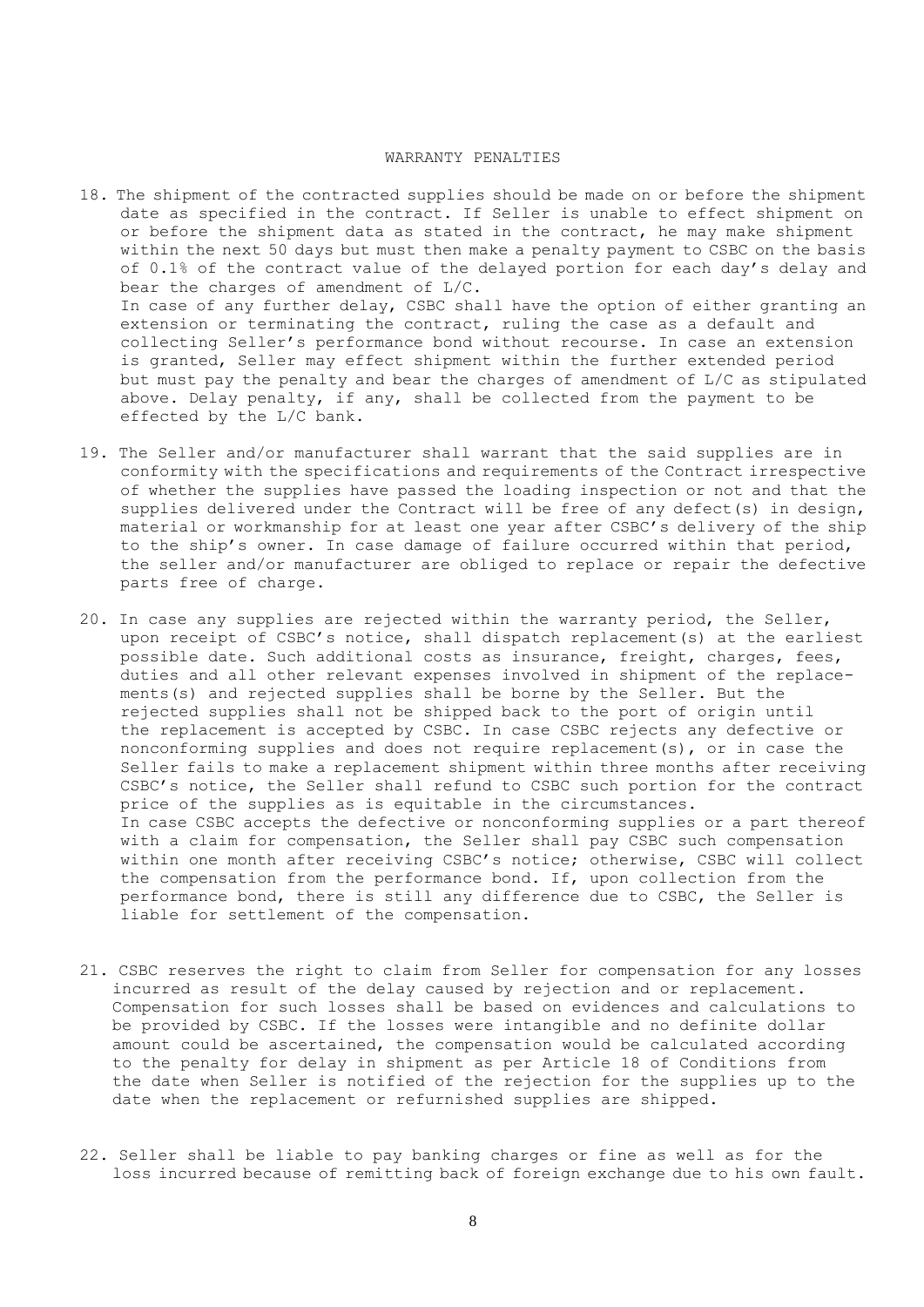## WARRANTY PENALTIES

18. The shipment of the contracted supplies should be made on or before the shipment date as specified in the contract. If Seller is unable to effect shipment on or before the shipment data as stated in the contract, he may make shipment within the next 50 days but must then make a penalty payment to CSBC on the basis of 0.1% of the contract value of the delayed portion for each day's delay and bear the charges of amendment of L/C.

    In case of any further delay, CSBC shall have the option of either granting an extension or terminating the contract, ruling the case as a default and collecting Seller's performance bond without recourse. In case an extension is granted, Seller may effect shipment within the further extended period but must pay the penalty and bear the charges of amendment of L/C as stipulated above. Delay penalty, if any, shall be collected from the payment to be effected by the L/C bank.

19. The Seller and/or manufacturer shall warrant that the said supplies are in conformity with the specifications and requirements of the Contract irrespective of whether the supplies have passed the loading inspection or not and that the supplies delivered under the Contract will be free of any defect(s) in design, material or workmanship for at least one year after CSBC's delivery of the ship to the ship's owner. In case damage of failure occurred within that period, the seller and/or manufacturer are obliged to replace or repair the defective parts free of charge.

20. In case any supplies are rejected within the warranty period, the Seller, upon receipt of CSBC's notice, shall dispatch replacement(s) at the earliest possible date. Such additional costs as insurance, freight, charges, fees, duties and all other relevant expenses involved in shipment of the replacements(s) and rejected supplies shall be borne by the Seller. But the rejected supplies shall not be shipped back to the port of origin until the replacement is accepted by CSBC. In case CSBC rejects any defective or nonconforming supplies and does not require replacement(s), or in case the Seller fails to make a replacement shipment within three months after receiving CSBC's notice, the Seller shall refund to CSBC such portion for the contract price of the supplies as is equitable in the circumstances.

    In case CSBC accepts the defective or nonconforming supplies or a part thereof with a claim for compensation, the Seller shall pay CSBC such compensation within one month after receiving CSBC's notice; otherwise, CSBC will collect the compensation from the performance bond. If, upon collection from the performance bond, there is still any difference due to CSBC, the Seller is liable for settlement of the compensation.

21. CSBC reserves the right to claim from Seller for compensation for any losses incurred as result of the delay caused by rejection and or replacement. Compensation for such losses shall be based on evidences and calculations to be provided by CSBC. If the losses were intangible and no definite dollar amount could be ascertained, the compensation would be calculated according to the penalty for delay in shipment as per Article 18 of Conditions from the date when Seller is notified of the rejection for the supplies up to the date when the replacement or refurnished supplies are shipped.

22. Seller shall be liable to pay banking charges or fine as well as for the loss incurred because of remitting back of foreign exchange due to his own fault.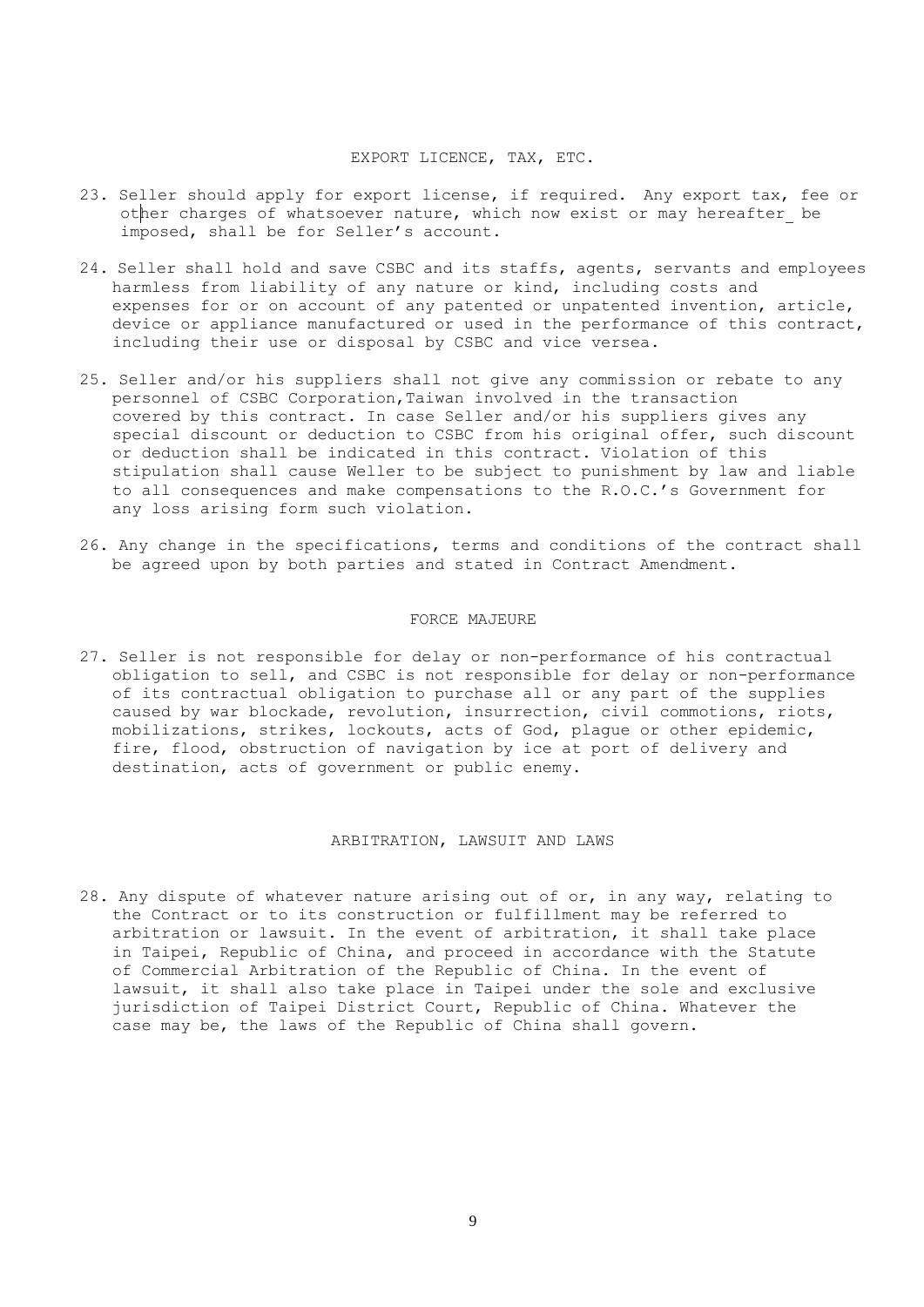## EXPORT LICENCE, TAX, ETC.

23. Seller should apply for export license, if required. Any export tax, fee or other charges of whatsoever nature, which now exist or may hereafter be imposed, shall be for Seller's account.

24. Seller shall hold and save CSBC and its staffs, agents, servants and employees harmless from liability of any nature or kind, including costs and expenses for or on account of any patented or unpatented invention, article, device or appliance manufactured or used in the performance of this contract, including their use or disposal by CSBC and vice versea.

25. Seller and/or his suppliers shall not give any commission or rebate to any personnel of CSBC Corporation,Taiwan involved in the transaction covered by this contract. In case Seller and/or his suppliers gives any special discount or deduction to CSBC from his original offer, such discount or deduction shall be indicated in this contract. Violation of this stipulation shall cause Weller to be subject to punishment by law and liable to all consequences and make compensations to the R.O.C.'s Government for any loss arising form such violation.

26. Any change in the specifications, terms and conditions of the contract shall be agreed upon by both parties and stated in Contract Amendment.

## FORCE MAJEURE

27. Seller is not responsible for delay or non-performance of his contractual obligation to sell, and CSBC is not responsible for delay or non-performance of its contractual obligation to purchase all or any part of the supplies caused by war blockade, revolution, insurrection, civil commotions, riots, mobilizations, strikes, lockouts, acts of God, plague or other epidemic, fire, flood, obstruction of navigation by ice at port of delivery and destination, acts of government or public enemy.

## ARBITRATION, LAWSUIT AND LAWS

28. Any dispute of whatever nature arising out of or, in any way, relating to the Contract or to its construction or fulfillment may be referred to arbitration or lawsuit. In the event of arbitration, it shall take place in Taipei, Republic of China, and proceed in accordance with the Statute of Commercial Arbitration of the Republic of China. In the event of lawsuit, it shall also take place in Taipei under the sole and exclusive jurisdiction of Taipei District Court, Republic of China. Whatever the case may be, the laws of the Republic of China shall govern.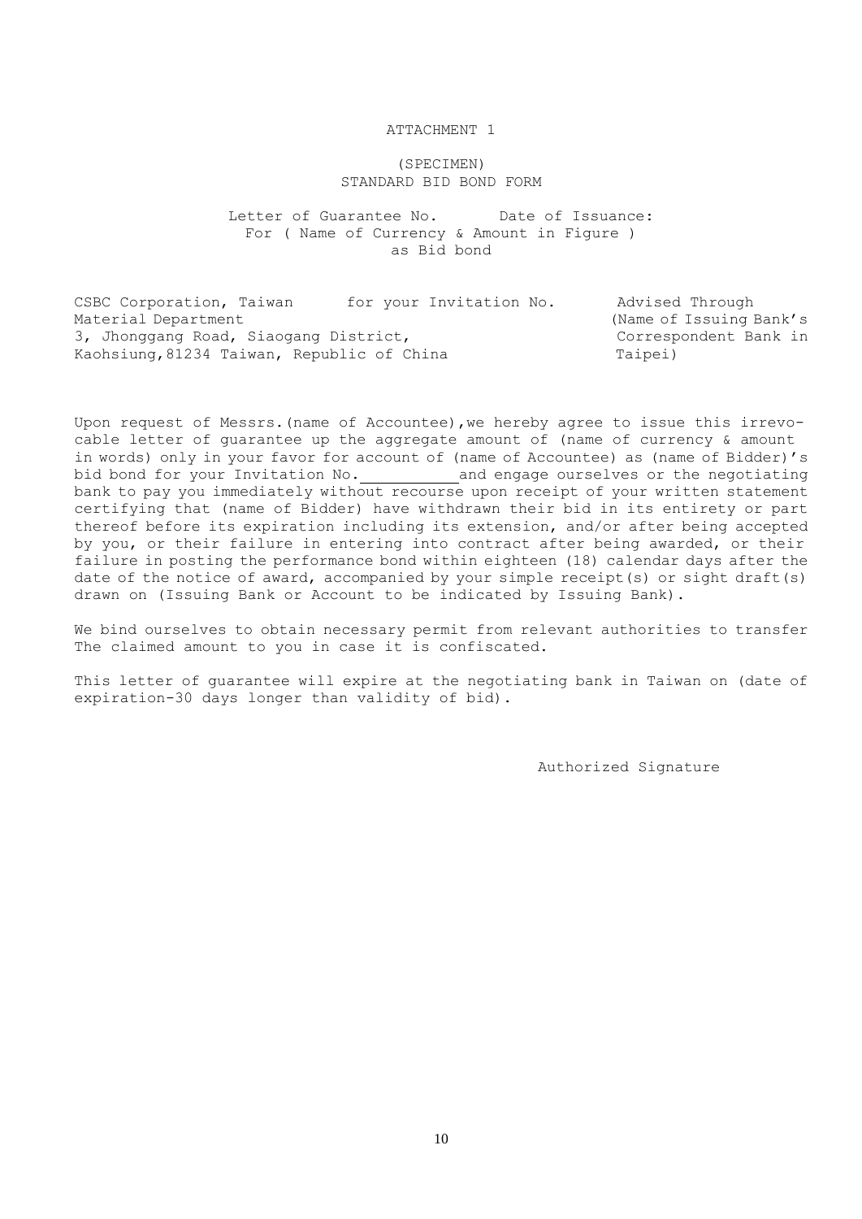ATTACHMENT 1

(SPECIMEN)
STANDARD BID BOND FORM

Letter of Guarantee No. Date of Issuance:
For ( Name of Currency & Amount in Figure )
as Bid bond

CSBC Corporation, Taiwan for your Invitation No. Advised Through
Material Department (Name of Issuing Bank's
3, Jhonggang Road, Siaogang District, Correspondent Bank in
Kaohsiung, 81234 Taiwan, Republic of China Taipei)

Upon request of Messrs.(name of Accountee),we hereby agree to issue this irrevocable letter of guarantee up the aggregate amount of (name of currency & amount in words) only in your favor for account of (name of Accountee) as (name of Bidder)'s bid bond for your Invitation No.\_\_\_\_\_\_\_\_\_\_\_and engage ourselves or the negotiating bank to pay you immediately without recourse upon receipt of your written statement certifying that (name of Bidder) have withdrawn their bid in its entirety or part thereof before its expiration including its extension, and/or after being accepted by you, or their failure in entering into contract after being awarded, or their failure in posting the performance bond within eighteen (18) calendar days after the date of the notice of award, accompanied by your simple receipt(s) or sight draft(s) drawn on (Issuing Bank or Account to be indicated by Issuing Bank).

We bind ourselves to obtain necessary permit from relevant authorities to transfer The claimed amount to you in case it is confiscated.

This letter of guarantee will expire at the negotiating bank in Taiwan on (date of expiration-30 days longer than validity of bid).

Authorized Signature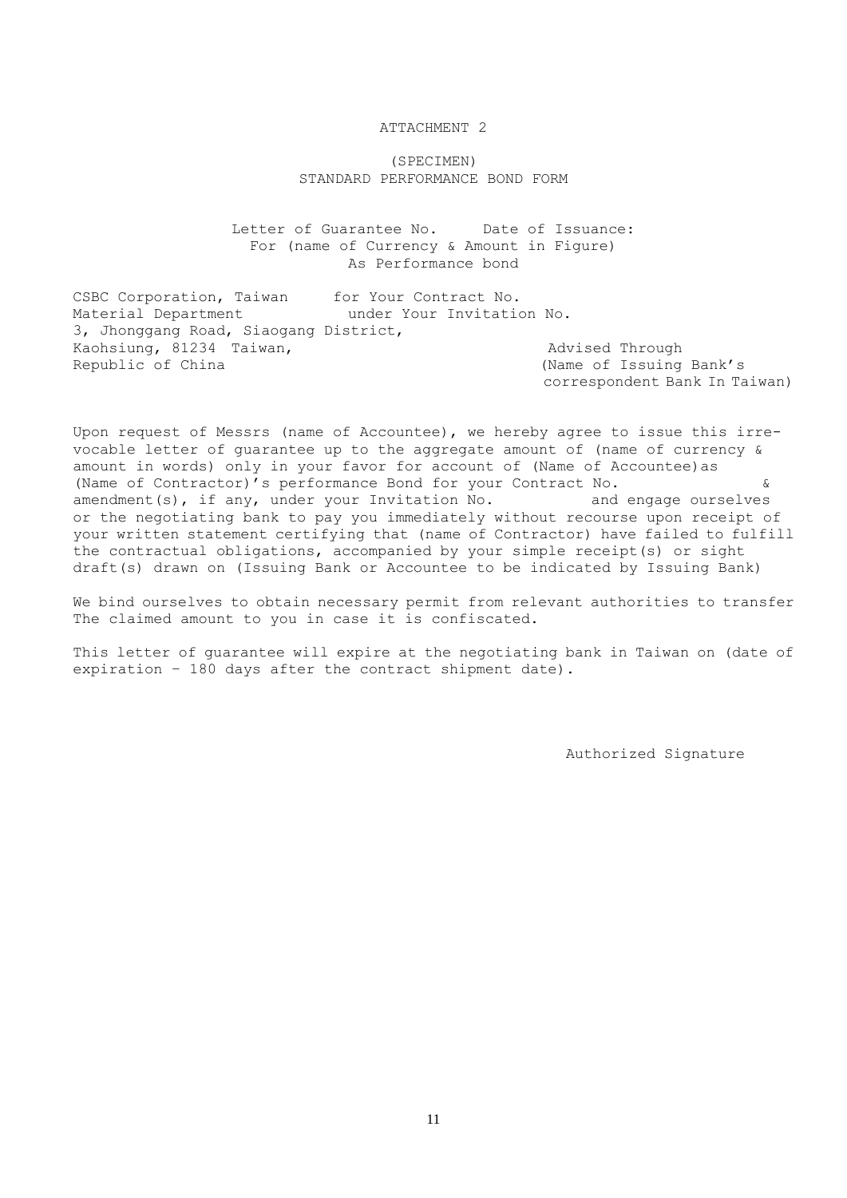ATTACHMENT 2

(SPECIMEN)
STANDARD PERFORMANCE BOND FORM

Letter of Guarantee No. Date of Issuance:
For (name of Currency & Amount in Figure)
As Performance bond

CSBC Corporation, Taiwan for Your Contract No.
Material Department under Your Invitation No.
3, Jhonggang Road, Siaogang District,
Kaohsiung, 81234 Taiwan,
Republic of China

Advised Through
(Name of Issuing Bank's correspondent Bank In Taiwan)

Upon request of Messrs (name of Accountee), we hereby agree to issue this irrevocable letter of guarantee up to the aggregate amount of (name of currency & amount in words) only in your favor for account of (Name of Accountee)as (Name of Contractor)'s performance Bond for your Contract No. & amendment(s), if any, under your Invitation No. and engage ourselves or the negotiating bank to pay you immediately without recourse upon receipt of your written statement certifying that (name of Contractor) have failed to fulfill the contractual obligations, accompanied by your simple receipt(s) or sight draft(s) drawn on (Issuing Bank or Accountee to be indicated by Issuing Bank)

We bind ourselves to obtain necessary permit from relevant authorities to transfer The claimed amount to you in case it is confiscated.

This letter of guarantee will expire at the negotiating bank in Taiwan on (date of expiration – 180 days after the contract shipment date).

Authorized Signature